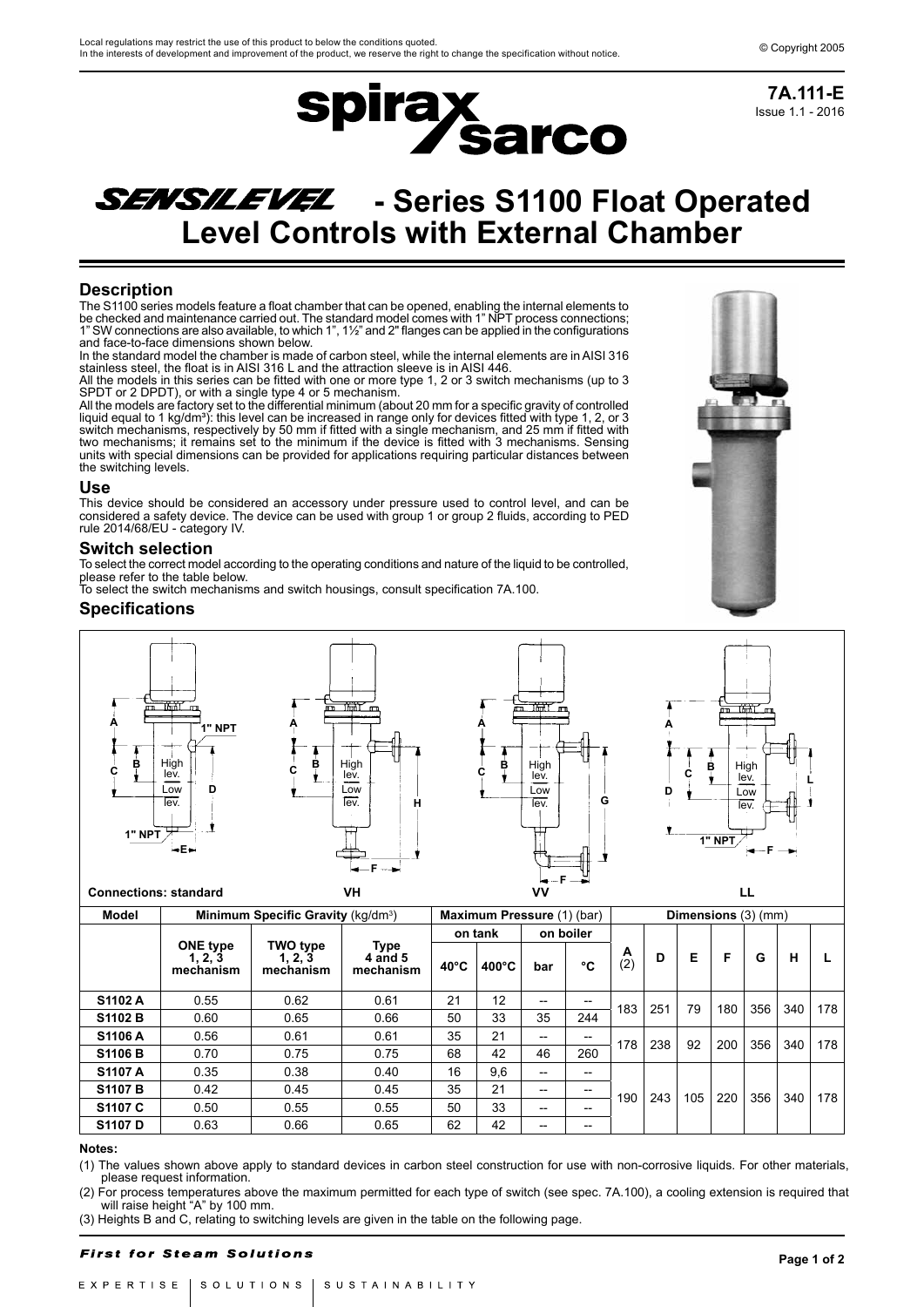Local regulations may restrict the use of this product to below the conditions quoted.
In the interests of development and improvement of the product, we reserve the right to change the specification without notice.

© Copyright 2005

**7A.111-E**
Issue 1.1 - 2016

# SENSILEVEL - Series S1100 Float Operated Level Controls with External Chamber

## Description

The S1100 series models feature a float chamber that can be opened, enabling the internal elements to be checked and maintenance carried out. The standard model comes with 1" NPT process connections; 1" SW connections are also available, to which 1", 1½" and 2" flanges can be applied in the configurations and face-to-face dimensions shown below.
In the standard model the chamber is made of carbon steel, while the internal elements are in AISI 316 stainless steel, the float is in AISI 316 L and the attraction sleeve is in AISI 446.
All the models in this series can be fitted with one or more type 1, 2 or 3 switch mechanisms (up to 3 SPDT or 2 DPDT), or with a single type 4 or 5 mechanism.
All the models are factory set to the differential minimum (about 20 mm for a specific gravity of controlled liquid equal to 1 kg/dm³): this level can be increased in range only for devices fitted with type 1, 2, or 3 switch mechanisms, respectively by 50 mm if fitted with a single mechanism, and 25 mm if fitted with two mechanisms; it remains set to the minimum if the device is fitted with 3 mechanisms. Sensing units with special dimensions can be provided for applications requiring particular distances between the switching levels.

## Use

This device should be considered an accessory under pressure used to control level, and can be considered a safety device. The device can be used with group 1 or group 2 fluids, according to PED rule 2014/68/EU - category IV.

## Switch selection

To select the correct model according to the operating conditions and nature of the liquid to be controlled, please refer to the table below.
To select the switch mechanisms and switch housings, consult specification 7A.100.

## Specifications

Connections: standard | VH | VV | LL

| Model | Minimum Specific Gravity (kg/dm³) | | | Maximum Pressure (1) (bar) | | | | Dimensions (3) (mm) | | | | | | |
|---|---|---|---|---|---|---|---|---|---|---|---|---|---|---|
| | | | | on tank | | on boiler | | | | | | | | |
| | ONE type 1, 2, 3 mechanism | TWO type 1, 2, 3 mechanism | Type 4 and 5 mechanism | 40°C | 400°C | bar | °C | A (2) | D | E | F | G | H | L |
| S1102 A | 0.55 | 0.62 | 0.61 | 21 | 12 | -- | -- | 183 | 251 | 79 | 180 | 356 | 340 | 178 |
| S1102 B | 0.60 | 0.65 | 0.66 | 50 | 33 | 35 | 244 | | | | | | | |
| S1106 A | 0.56 | 0.61 | 0.61 | 35 | 21 | -- | -- | 178 | 238 | 92 | 200 | 356 | 340 | 178 |
| S1106 B | 0.70 | 0.75 | 0.75 | 68 | 42 | 46 | 260 | | | | | | | |
| S1107 A | 0.35 | 0.38 | 0.40 | 16 | 9,6 | -- | -- | 190 | 243 | 105 | 220 | 356 | 340 | 178 |
| S1107 B | 0.42 | 0.45 | 0.45 | 35 | 21 | -- | -- | | | | | | | |
| S1107 C | 0.50 | 0.55 | 0.55 | 50 | 33 | -- | -- | | | | | | | |
| S1107 D | 0.63 | 0.66 | 0.65 | 62 | 42 | -- | -- | | | | | | | |

**Notes:**

(1) The values shown above apply to standard devices in carbon steel construction for use with non-corrosive liquids. For other materials, please request information.

(2) For process temperatures above the maximum permitted for each type of switch (see spec. 7A.100), a cooling extension is required that will raise height "A" by 100 mm.

(3) Heights B and C, relating to switching levels are given in the table on the following page.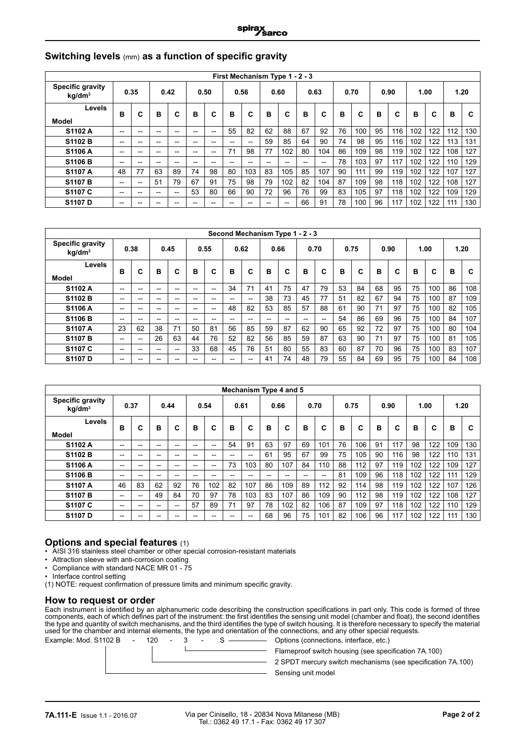## Switching levels (mm) as a function of specific gravity

| First Mechanism Type 1 - 2 - 3 | | | | | | | | | | | | | | | | | | | | |
|---|---|---|---|---|---|---|---|---|---|---|---|---|---|---|---|---|---|---|---|---|
| Specific gravity kg/dm³ | 0.35 | | 0.42 | | 0.50 | | 0.56 | | 0.60 | | 0.63 | | 0.70 | | 0.90 | | 1.00 | | 1.20 | |
| Levels / Model | B | C | B | C | B | C | B | C | B | C | B | C | B | C | B | C | B | C | B | C |
| **S1102 A** | -- | -- | -- | -- | -- | -- | 55 | 82 | 62 | 88 | 67 | 92 | 76 | 100 | 95 | 116 | 102 | 122 | 112 | 130 |
| **S1102 B** | -- | -- | -- | -- | -- | -- | -- | -- | 59 | 85 | 64 | 90 | 74 | 98 | 95 | 116 | 102 | 122 | 113 | 131 |
| **S1106 A** | -- | -- | -- | -- | -- | -- | 71 | 98 | 77 | 102 | 80 | 104 | 86 | 109 | 98 | 119 | 102 | 122 | 108 | 127 |
| **S1106 B** | -- | -- | -- | -- | -- | -- | -- | -- | -- | -- | -- | -- | 78 | 103 | 97 | 117 | 102 | 122 | 110 | 129 |
| **S1107 A** | 48 | 77 | 63 | 89 | 74 | 98 | 80 | 103 | 83 | 105 | 85 | 107 | 90 | 111 | 99 | 119 | 102 | 122 | 107 | 127 |
| **S1107 B** | -- | -- | 51 | 79 | 67 | 91 | 75 | 98 | 79 | 102 | 82 | 104 | 87 | 109 | 98 | 118 | 102 | 122 | 108 | 127 |
| **S1107 C** | -- | -- | -- | -- | 53 | 80 | 66 | 90 | 72 | 96 | 76 | 99 | 83 | 105 | 97 | 118 | 102 | 122 | 109 | 129 |
| **S1107 D** | -- | -- | -- | -- | -- | -- | -- | -- | -- | -- | 66 | 91 | 78 | 100 | 96 | 117 | 102 | 122 | 111 | 130 |

| Second Mechanism Type 1 - 2 - 3 | | | | | | | | | | | | | | | | | | | | |
|---|---|---|---|---|---|---|---|---|---|---|---|---|---|---|---|---|---|---|---|---|
| Specific gravity kg/dm³ | 0.38 | | 0.45 | | 0.55 | | 0.62 | | 0.66 | | 0.70 | | 0.75 | | 0.90 | | 1.00 | | 1.20 | |
| Levels / Model | B | C | B | C | B | C | B | C | B | C | B | C | B | C | B | C | B | C | B | C |
| **S1102 A** | -- | -- | -- | -- | -- | -- | 34 | 71 | 41 | 75 | 47 | 79 | 53 | 84 | 68 | 95 | 75 | 100 | 86 | 108 |
| **S1102 B** | -- | -- | -- | -- | -- | -- | -- | -- | 38 | 73 | 45 | 77 | 51 | 82 | 67 | 94 | 75 | 100 | 87 | 109 |
| **S1106 A** | -- | -- | -- | -- | -- | -- | 48 | 82 | 53 | 85 | 57 | 88 | 61 | 90 | 71 | 97 | 75 | 100 | 82 | 105 |
| **S1106 B** | -- | -- | -- | -- | -- | -- | -- | -- | -- | -- | -- | -- | 54 | 86 | 69 | 96 | 75 | 100 | 84 | 107 |
| **S1107 A** | 23 | 62 | 38 | 71 | 50 | 81 | 56 | 85 | 59 | 87 | 62 | 90 | 65 | 92 | 72 | 97 | 75 | 100 | 80 | 104 |
| **S1107 B** | -- | -- | 26 | 63 | 44 | 76 | 52 | 82 | 56 | 85 | 59 | 87 | 63 | 90 | 71 | 97 | 75 | 100 | 81 | 105 |
| **S1107 C** | -- | -- | -- | -- | 33 | 68 | 45 | 76 | 51 | 80 | 55 | 83 | 60 | 87 | 70 | 96 | 75 | 100 | 83 | 107 |
| **S1107 D** | -- | -- | -- | -- | -- | -- | -- | -- | 41 | 74 | 48 | 79 | 55 | 84 | 69 | 95 | 75 | 100 | 84 | 108 |

| Mechanism Type 4 and 5 | | | | | | | | | | | | | | | | | | | | |
|---|---|---|---|---|---|---|---|---|---|---|---|---|---|---|---|---|---|---|---|---|
| Specific gravity kg/dm³ | 0.37 | | 0.44 | | 0.54 | | 0.61 | | 0.66 | | 0.70 | | 0.75 | | 0.90 | | 1.00 | | 1.20 | |
| Levels / Model | B | C | B | C | B | C | B | C | B | C | B | C | B | C | B | C | B | C | B | C |
| **S1102 A** | -- | -- | -- | -- | -- | -- | 54 | 91 | 63 | 97 | 69 | 101 | 76 | 106 | 91 | 117 | 98 | 122 | 109 | 130 |
| **S1102 B** | -- | -- | -- | -- | -- | -- | -- | -- | 61 | 95 | 67 | 99 | 75 | 105 | 90 | 116 | 98 | 122 | 110 | 131 |
| **S1106 A** | -- | -- | -- | -- | -- | -- | 73 | 103 | 80 | 107 | 84 | 110 | 88 | 112 | 97 | 119 | 102 | 122 | 109 | 127 |
| **S1106 B** | -- | -- | -- | -- | -- | -- | -- | -- | -- | -- | -- | -- | 81 | 109 | 96 | 118 | 102 | 122 | 111 | 129 |
| **S1107 A** | 46 | 83 | 62 | 92 | 76 | 102 | 82 | 107 | 86 | 109 | 89 | 112 | 92 | 114 | 98 | 119 | 102 | 122 | 107 | 126 |
| **S1107 B** | -- | -- | 49 | 84 | 70 | 97 | 78 | 103 | 83 | 107 | 86 | 109 | 90 | 112 | 98 | 119 | 102 | 122 | 108 | 127 |
| **S1107 C** | -- | -- | -- | -- | 57 | 89 | 71 | 97 | 78 | 102 | 82 | 106 | 87 | 109 | 97 | 118 | 102 | 122 | 110 | 129 |
| **S1107 D** | -- | -- | -- | -- | -- | -- | -- | -- | 68 | 96 | 75 | 101 | 82 | 106 | 96 | 117 | 102 | 122 | 111 | 130 |

## Options and special features (1)

- AISI 316 stainless steel chamber or other special corrosion-resistant materials
- Attraction sleeve with anti-corrosion coating
- Compliance with standard NACE MR 01 - 75
- Interface control setting

(1) NOTE: request confirmation of pressure limits and minimum specific gravity.

## How to request or order

Each instrument is identified by an alphanumeric code describing the construction specifications in part only. This code is formed of three components, each of which defines part of the instrument: the first identifies the sensing unit model (chamber and float), the second identifies the type and quantity of switch mechanisms, and the third identifies the type of switch housing. It is therefore necessary to specify the material used for the chamber and internal elements, the type and orientation of the connections, and any other special requests.

Example: Mod. S1102 B - 120 - 3 - S

- S — Options (connections, interface, etc.)
- 3 — Flameproof switch housing (see specification 7A.100)
- 120 — 2 SPDT mercury switch mechanisms (see specification 7A.100)
- S1102 B — Sensing unit model

7A.111-E Issue 1.1 - 2016.07

Via per Cinisello, 18 - 20834 Nova Milanese (MB)
Tel.: 0362 49 17.1 - Fax: 0362 49 17 307